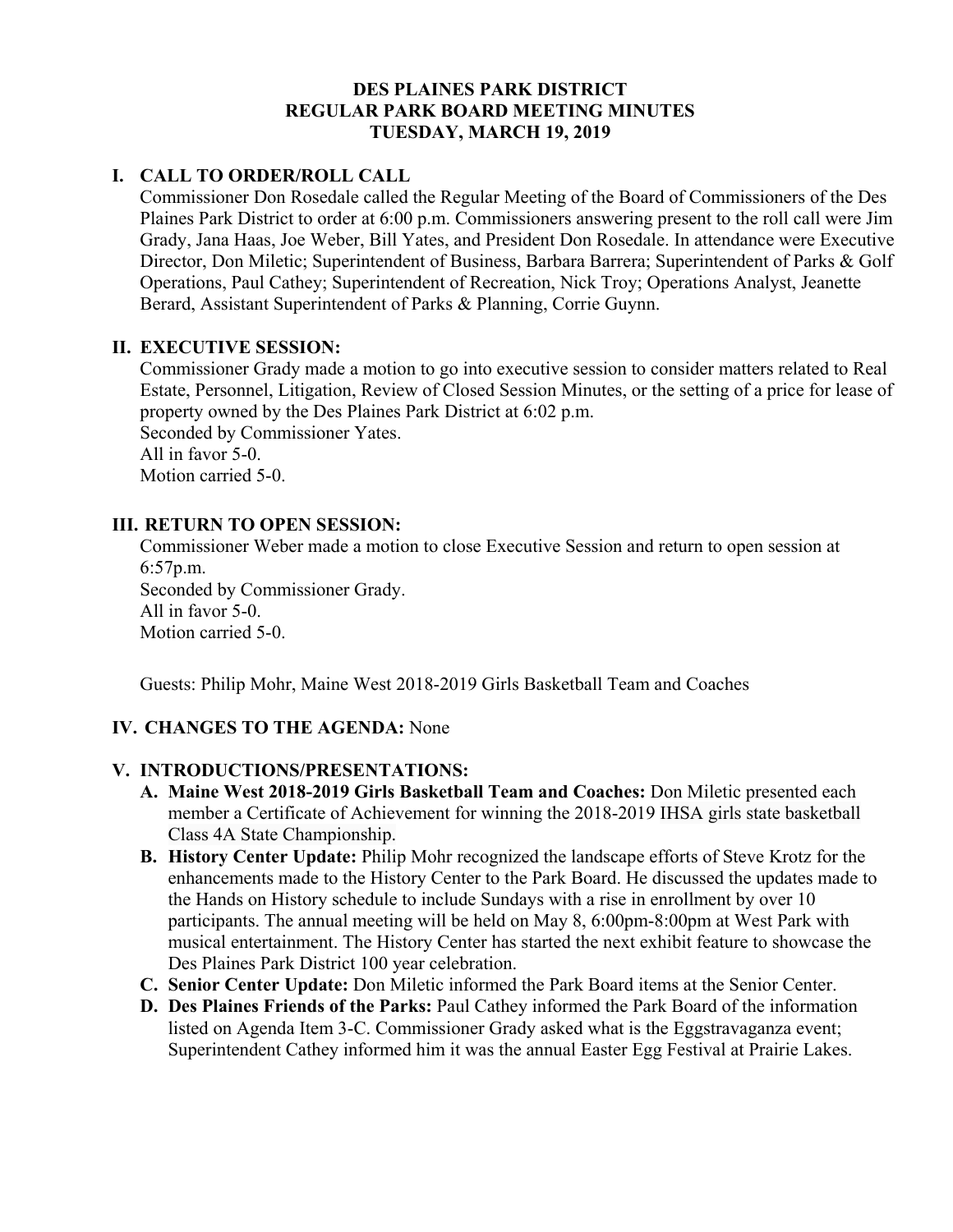# DES PLAINES PARK DISTRICT
# REGULAR PARK BOARD MEETING MINUTES
# TUESDAY, MARCH 19, 2019

## I. CALL TO ORDER/ROLL CALL

Commissioner Don Rosedale called the Regular Meeting of the Board of Commissioners of the Des Plaines Park District to order at 6:00 p.m. Commissioners answering present to the roll call were Jim Grady, Jana Haas, Joe Weber, Bill Yates, and President Don Rosedale. In attendance were Executive Director, Don Miletic; Superintendent of Business, Barbara Barrera; Superintendent of Parks & Golf Operations, Paul Cathey; Superintendent of Recreation, Nick Troy; Operations Analyst, Jeanette Berard, Assistant Superintendent of Parks & Planning, Corrie Guynn.

## II. EXECUTIVE SESSION:

Commissioner Grady made a motion to go into executive session to consider matters related to Real Estate, Personnel, Litigation, Review of Closed Session Minutes, or the setting of a price for lease of property owned by the Des Plaines Park District at 6:02 p.m.
Seconded by Commissioner Yates.
All in favor 5-0.
Motion carried 5-0.

## III. RETURN TO OPEN SESSION:

Commissioner Weber made a motion to close Executive Session and return to open session at 6:57p.m.
Seconded by Commissioner Grady.
All in favor 5-0.
Motion carried 5-0.

Guests: Philip Mohr, Maine West 2018-2019 Girls Basketball Team and Coaches

## IV. CHANGES TO THE AGENDA: None

## V. INTRODUCTIONS/PRESENTATIONS:

A. **Maine West 2018-2019 Girls Basketball Team and Coaches:** Don Miletic presented each member a Certificate of Achievement for winning the 2018-2019 IHSA girls state basketball Class 4A State Championship.

B. **History Center Update:** Philip Mohr recognized the landscape efforts of Steve Krotz for the enhancements made to the History Center to the Park Board. He discussed the updates made to the Hands on History schedule to include Sundays with a rise in enrollment by over 10 participants. The annual meeting will be held on May 8, 6:00pm-8:00pm at West Park with musical entertainment. The History Center has started the next exhibit feature to showcase the Des Plaines Park District 100 year celebration.

C. **Senior Center Update:** Don Miletic informed the Park Board items at the Senior Center.

D. **Des Plaines Friends of the Parks:** Paul Cathey informed the Park Board of the information listed on Agenda Item 3-C. Commissioner Grady asked what is the Eggstravaganza event; Superintendent Cathey informed him it was the annual Easter Egg Festival at Prairie Lakes.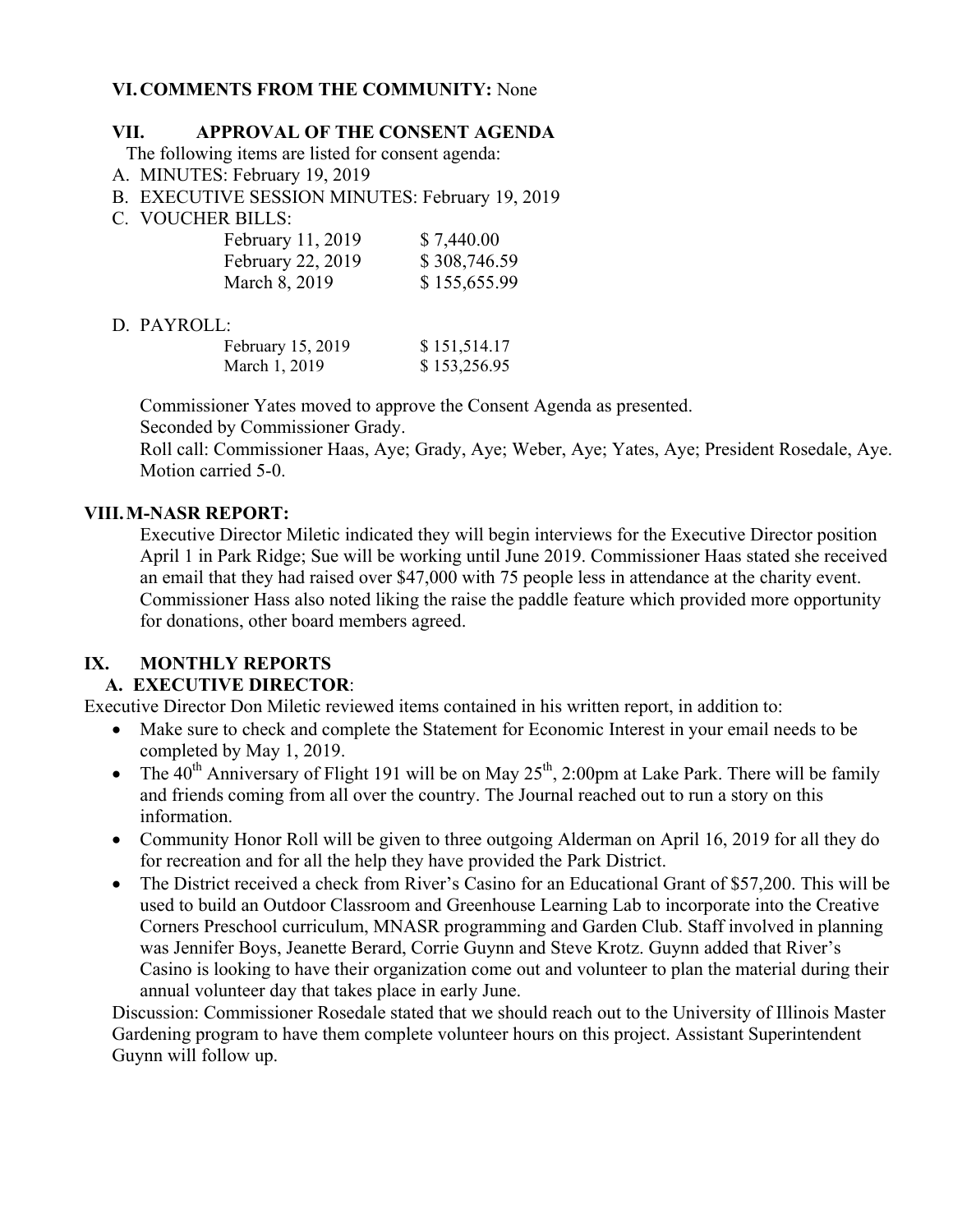**VI. COMMENTS FROM THE COMMUNITY:** None

**VII. APPROVAL OF THE CONSENT AGENDA**

The following items are listed for consent agenda:

A. MINUTES: February 19, 2019

B. EXECUTIVE SESSION MINUTES: February 19, 2019

C. VOUCHER BILLS:

| | |
|---|---|
| February 11, 2019 | $ 7,440.00 |
| February 22, 2019 | $ 308,746.59 |
| March 8, 2019 | $ 155,655.99 |

D. PAYROLL:

| | |
|---|---|
| February 15, 2019 | $ 151,514.17 |
| March 1, 2019 | $ 153,256.95 |

Commissioner Yates moved to approve the Consent Agenda as presented.
Seconded by Commissioner Grady.
Roll call: Commissioner Haas, Aye; Grady, Aye; Weber, Aye; Yates, Aye; President Rosedale, Aye.
Motion carried 5-0.

**VIII. M-NASR REPORT:**

Executive Director Miletic indicated they will begin interviews for the Executive Director position April 1 in Park Ridge; Sue will be working until June 2019. Commissioner Haas stated she received an email that they had raised over $47,000 with 75 people less in attendance at the charity event. Commissioner Hass also noted liking the raise the paddle feature which provided more opportunity for donations, other board members agreed.

**IX. MONTHLY REPORTS**

**A. EXECUTIVE DIRECTOR**:

Executive Director Don Miletic reviewed items contained in his written report, in addition to:

- Make sure to check and complete the Statement for Economic Interest in your email needs to be completed by May 1, 2019.
- The 40th Anniversary of Flight 191 will be on May 25th, 2:00pm at Lake Park. There will be family and friends coming from all over the country. The Journal reached out to run a story on this information.
- Community Honor Roll will be given to three outgoing Alderman on April 16, 2019 for all they do for recreation and for all the help they have provided the Park District.
- The District received a check from River's Casino for an Educational Grant of $57,200. This will be used to build an Outdoor Classroom and Greenhouse Learning Lab to incorporate into the Creative Corners Preschool curriculum, MNASR programming and Garden Club. Staff involved in planning was Jennifer Boys, Jeanette Berard, Corrie Guynn and Steve Krotz. Guynn added that River's Casino is looking to have their organization come out and volunteer to plan the material during their annual volunteer day that takes place in early June.

Discussion: Commissioner Rosedale stated that we should reach out to the University of Illinois Master Gardening program to have them complete volunteer hours on this project. Assistant Superintendent Guynn will follow up.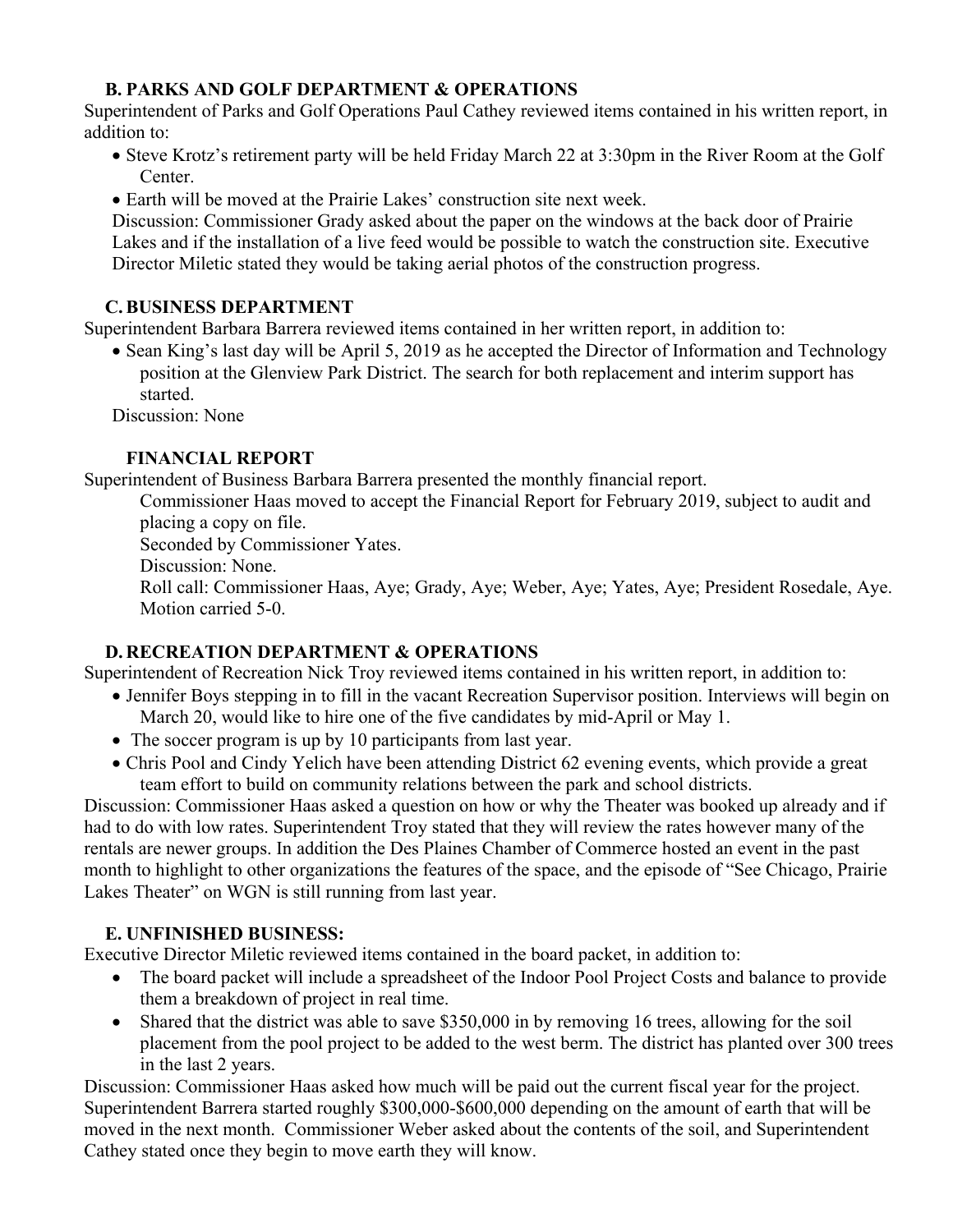### B. PARKS AND GOLF DEPARTMENT & OPERATIONS

Superintendent of Parks and Golf Operations Paul Cathey reviewed items contained in his written report, in addition to:

- Steve Krotz's retirement party will be held Friday March 22 at 3:30pm in the River Room at the Golf Center.
- Earth will be moved at the Prairie Lakes' construction site next week.

Discussion: Commissioner Grady asked about the paper on the windows at the back door of Prairie Lakes and if the installation of a live feed would be possible to watch the construction site. Executive Director Miletic stated they would be taking aerial photos of the construction progress.

### C. BUSINESS DEPARTMENT

Superintendent Barbara Barrera reviewed items contained in her written report, in addition to:

- Sean King's last day will be April 5, 2019 as he accepted the Director of Information and Technology position at the Glenview Park District. The search for both replacement and interim support has started.

Discussion: None

### FINANCIAL REPORT

Superintendent of Business Barbara Barrera presented the monthly financial report.

Commissioner Haas moved to accept the Financial Report for February 2019, subject to audit and placing a copy on file.

Seconded by Commissioner Yates.

Discussion: None.

Roll call: Commissioner Haas, Aye; Grady, Aye; Weber, Aye; Yates, Aye; President Rosedale, Aye. Motion carried 5-0.

### D. RECREATION DEPARTMENT & OPERATIONS

Superintendent of Recreation Nick Troy reviewed items contained in his written report, in addition to:

- Jennifer Boys stepping in to fill in the vacant Recreation Supervisor position. Interviews will begin on March 20, would like to hire one of the five candidates by mid-April or May 1.
- The soccer program is up by 10 participants from last year.
- Chris Pool and Cindy Yelich have been attending District 62 evening events, which provide a great team effort to build on community relations between the park and school districts.

Discussion: Commissioner Haas asked a question on how or why the Theater was booked up already and if had to do with low rates. Superintendent Troy stated that they will review the rates however many of the rentals are newer groups. In addition the Des Plaines Chamber of Commerce hosted an event in the past month to highlight to other organizations the features of the space, and the episode of "See Chicago, Prairie Lakes Theater" on WGN is still running from last year.

### E. UNFINISHED BUSINESS:

Executive Director Miletic reviewed items contained in the board packet, in addition to:

- The board packet will include a spreadsheet of the Indoor Pool Project Costs and balance to provide them a breakdown of project in real time.
- Shared that the district was able to save $350,000 in by removing 16 trees, allowing for the soil placement from the pool project to be added to the west berm. The district has planted over 300 trees in the last 2 years.

Discussion: Commissioner Haas asked how much will be paid out the current fiscal year for the project. Superintendent Barrera started roughly $300,000-$600,000 depending on the amount of earth that will be moved in the next month. Commissioner Weber asked about the contents of the soil, and Superintendent Cathey stated once they begin to move earth they will know.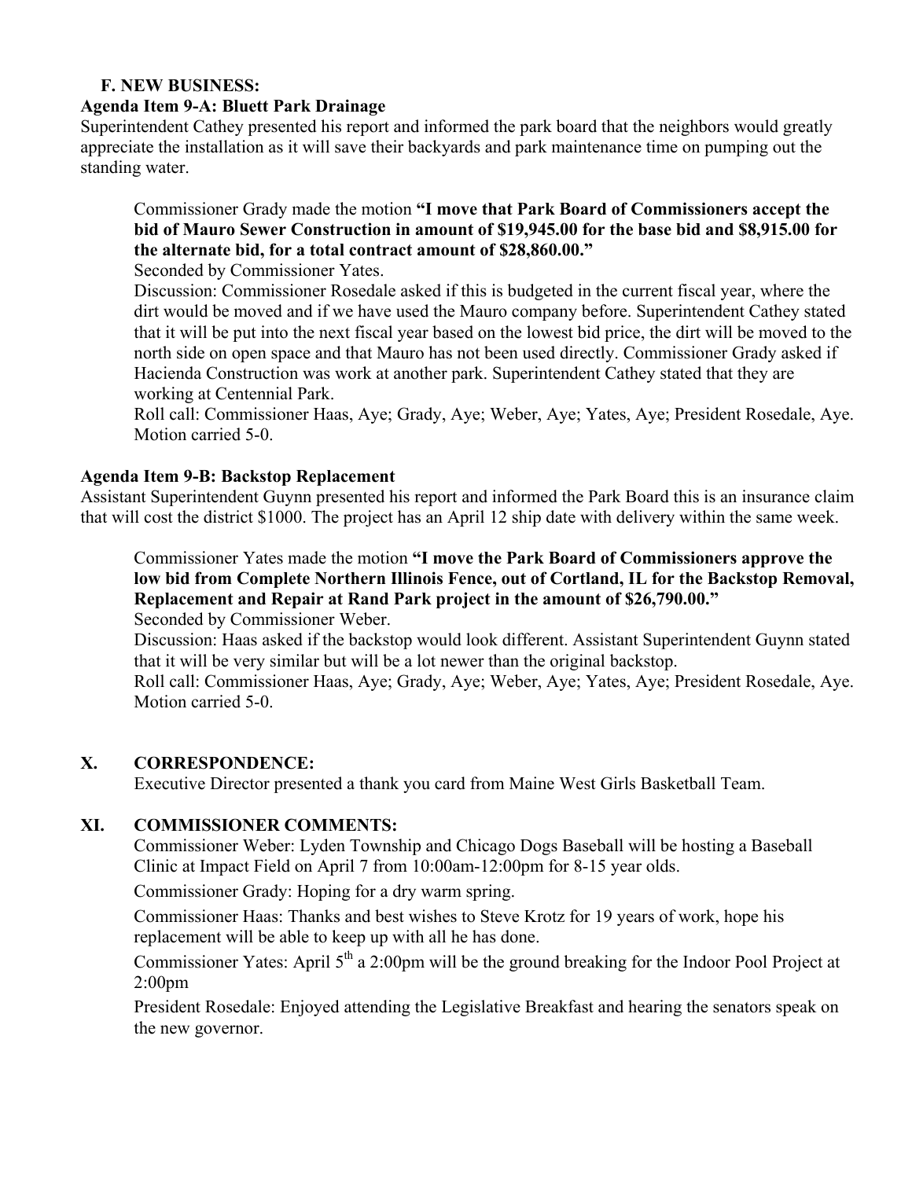## F. NEW BUSINESS:

### Agenda Item 9-A: Bluett Park Drainage

Superintendent Cathey presented his report and informed the park board that the neighbors would greatly appreciate the installation as it will save their backyards and park maintenance time on pumping out the standing water.

> Commissioner Grady made the motion **"I move that Park Board of Commissioners accept the bid of Mauro Sewer Construction in amount of $19,945.00 for the base bid and $8,915.00 for the alternate bid, for a total contract amount of $28,860.00."**
>
> Seconded by Commissioner Yates.
>
> Discussion: Commissioner Rosedale asked if this is budgeted in the current fiscal year, where the dirt would be moved and if we have used the Mauro company before. Superintendent Cathey stated that it will be put into the next fiscal year based on the lowest bid price, the dirt will be moved to the north side on open space and that Mauro has not been used directly. Commissioner Grady asked if Hacienda Construction was work at another park. Superintendent Cathey stated that they are working at Centennial Park.
>
> Roll call: Commissioner Haas, Aye; Grady, Aye; Weber, Aye; Yates, Aye; President Rosedale, Aye. Motion carried 5-0.

### Agenda Item 9-B: Backstop Replacement

Assistant Superintendent Guynn presented his report and informed the Park Board this is an insurance claim that will cost the district $1000. The project has an April 12 ship date with delivery within the same week.

> Commissioner Yates made the motion **"I move the Park Board of Commissioners approve the low bid from Complete Northern Illinois Fence, out of Cortland, IL for the Backstop Removal, Replacement and Repair at Rand Park project in the amount of $26,790.00."**
>
> Seconded by Commissioner Weber.
>
> Discussion: Haas asked if the backstop would look different. Assistant Superintendent Guynn stated that it will be very similar but will be a lot newer than the original backstop.
>
> Roll call: Commissioner Haas, Aye; Grady, Aye; Weber, Aye; Yates, Aye; President Rosedale, Aye. Motion carried 5-0.

## X. CORRESPONDENCE:

Executive Director presented a thank you card from Maine West Girls Basketball Team.

## XI. COMMISSIONER COMMENTS:

Commissioner Weber: Lyden Township and Chicago Dogs Baseball will be hosting a Baseball Clinic at Impact Field on April 7 from 10:00am-12:00pm for 8-15 year olds.

Commissioner Grady: Hoping for a dry warm spring.

Commissioner Haas: Thanks and best wishes to Steve Krotz for 19 years of work, hope his replacement will be able to keep up with all he has done.

Commissioner Yates: April 5th a 2:00pm will be the ground breaking for the Indoor Pool Project at 2:00pm

President Rosedale: Enjoyed attending the Legislative Breakfast and hearing the senators speak on the new governor.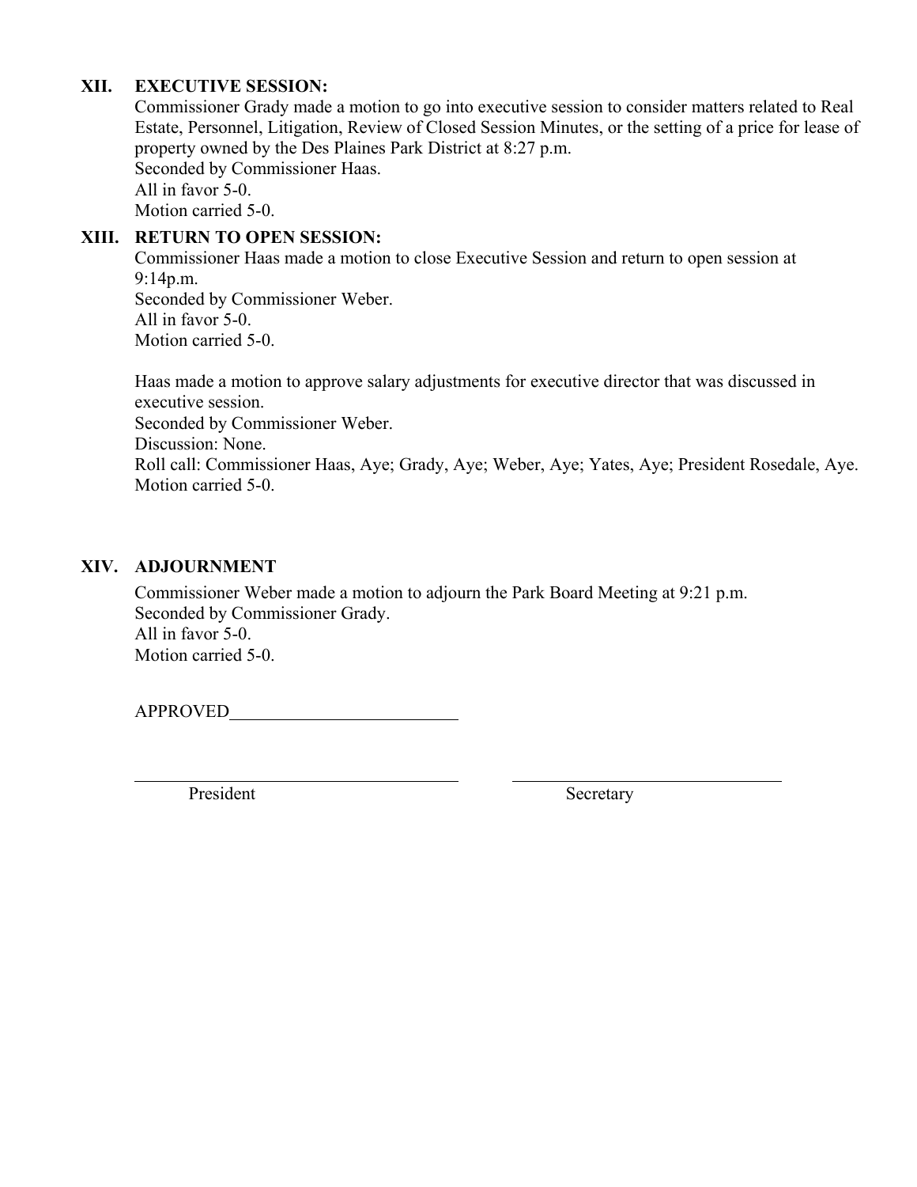## XII. EXECUTIVE SESSION:

Commissioner Grady made a motion to go into executive session to consider matters related to Real Estate, Personnel, Litigation, Review of Closed Session Minutes, or the setting of a price for lease of property owned by the Des Plaines Park District at 8:27 p.m.
Seconded by Commissioner Haas.
All in favor 5-0.
Motion carried 5-0.

## XIII. RETURN TO OPEN SESSION:

Commissioner Haas made a motion to close Executive Session and return to open session at 9:14p.m.
Seconded by Commissioner Weber.
All in favor 5-0.
Motion carried 5-0.

Haas made a motion to approve salary adjustments for executive director that was discussed in executive session.
Seconded by Commissioner Weber.
Discussion: None.
Roll call: Commissioner Haas, Aye; Grady, Aye; Weber, Aye; Yates, Aye; President Rosedale, Aye.
Motion carried 5-0.

## XIV. ADJOURNMENT

Commissioner Weber made a motion to adjourn the Park Board Meeting at 9:21 p.m.
Seconded by Commissioner Grady.
All in favor 5-0.
Motion carried 5-0.

APPROVED__________________________

____________________________________ ______________________________

President Secretary